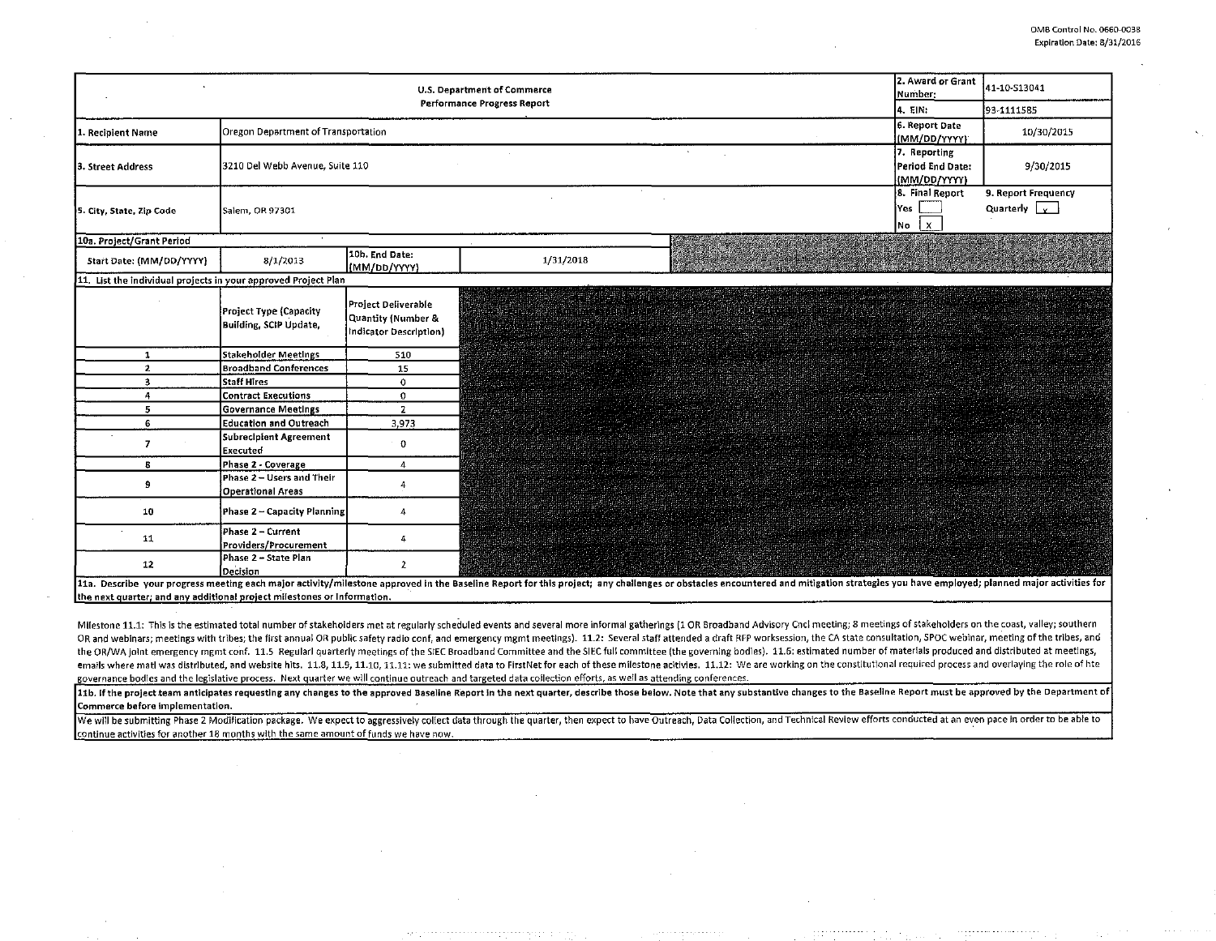OMB Control No. 0660-0038
Expiration Date: 8/31/2016

| U.S. Department of Commerce Performance Progress Report | | | | 2. Award or Grant Number: | 41-10-S13041 |
|---|---|---|---|---|---|
| | | | | 4. EIN: | 93-1111585 |
| 1. Recipient Name | Oregon Department of Transportation | | | 6. Report Date (MM/DD/YYYY) | 10/30/2015 |
| 3. Street Address | 3210 Del Webb Avenue, Suite 110 | | | 7. Reporting Period End Date: (MM/DD/YYYY) | 9/30/2015 |
| 5. City, State, Zip Code | Salem, OR 97301 | | | 8. Final Report Yes [ ] No [X] | 9. Report Frequency Quarterly [X] |
| 10a. Project/Grant Period | | | | | |
| Start Date: (MM/DD/YYYY) | 8/1/2013 | 10b. End Date: (MM/DD/YYYY) | 1/31/2018 | | |

11. List the individual projects in your approved Project Plan

| | Project Type (Capacity Building, SCIP Update, | Project Deliverable Quantity (Number & Indicator Description) |
|---|---|---|
| 1 | Stakeholder Meetings | 510 |
| 2 | Broadband Conferences | 15 |
| 3 | Staff Hires | 0 |
| 4 | Contract Executions | 0 |
| 5 | Governance Meetings | 2 |
| 6 | Education and Outreach | 3,973 |
| 7 | Subrecipient Agreement Executed | 0 |
| 8 | Phase 2 - Coverage | 4 |
| 9 | Phase 2 – Users and Their Operational Areas | 4 |
| 10 | Phase 2 – Capacity Planning | 4 |
| 11 | Phase 2 – Current Providers/Procurement | 4 |
| 12 | Phase 2 – State Plan Decision | 2 |

**11a. Describe your progress meeting each major activity/milestone approved in the Baseline Report for this project; any challenges or obstacles encountered and mitigation strategies you have employed; planned major activities for the next quarter; and any additional project milestones or information.**

Milestone 11.1: This is the estimated total number of stakeholders met at regularly scheduled events and several more informal gatherings (1 OR Broadband Advisory Cncl meeting; 8 meetings of stakeholders on the coast, valley; southern OR and webinars; meetings with tribes; the first annual OR public safety radio conf, and emergency mgmt meetings). 11.2: Several staff attended a draft RFP worksession, the CA state consultation, SPOC webinar, meeting of the tribes, and the OR/WA joint emergency mgmt conf. 11.5 Regularl quarterly meetings of the SIEC Broadband Committee and the SIEC full committee (the governing bodies). 11.6: estimated number of materials produced and distributed at meetings, emails where matl was distributed, and website hits. 11.8, 11.9, 11.10, 11.11: we submitted data to FirstNet for each of these milestone acitivies. 11.12: We are working on the constitutional required process and overlaying the role of hte governance bodies and the legislative process. Next quarter we will continue outreach and targeted data collection efforts, as well as attending conferences.

**11b. If the project team anticipates requesting any changes to the approved Baseline Report in the next quarter, describe those below. Note that any substantive changes to the Baseline Report must be approved by the Department of Commerce before implementation.**

We will be submitting Phase 2 Modification package. We expect to aggressively collect data through the quarter, then expect to have Outreach, Data Collection, and Technical Review efforts conducted at an even pace in order to be able to continue activities for another 18 months with the same amount of funds we have now.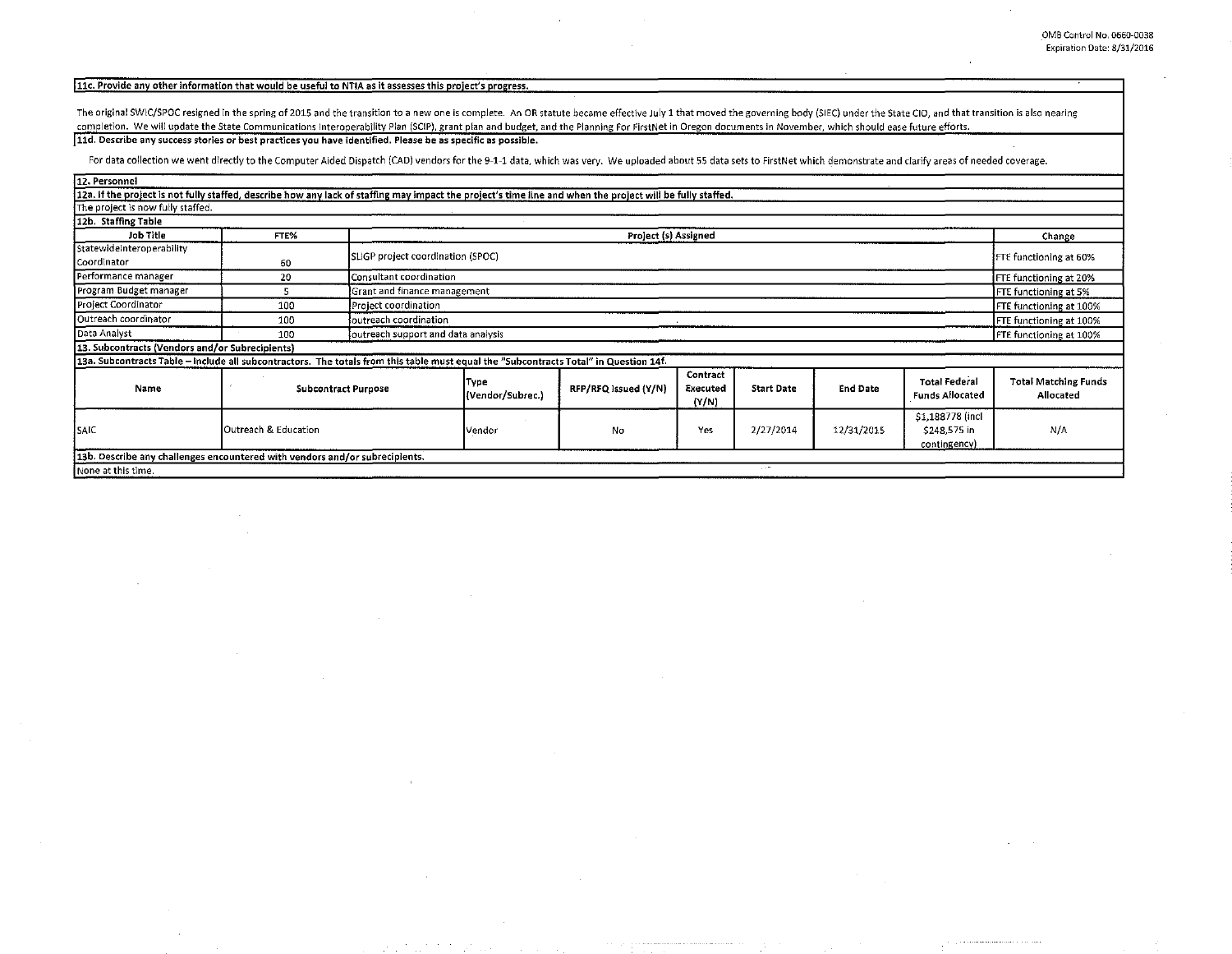11c. Provide any other information that would be useful to NTIA as it assesses this project's progress.

The original SWIC/SPOC resigned in the spring of 2015 and the transition to a new one is complete. An OR statute became effective July 1 that moved the governing body (SIEC) under the State CIO, and that transition is also nearing completion. We will update the State Communications Interoperability Plan (SCIP), grant plan and budget, and the Planning For FirstNet in Oregon documents in November, which should ease future efforts.

11d. Describe any success stories or best practices you have identified. Please be as specific as possible.

For data collection we went directly to the Computer Aided Dispatch (CAD) vendors for the 9-1-1 data, which was very. We uploaded about 55 data sets to FirstNet which demonstrate and clarify areas of needed coverage.

12. Personnel

12a. If the project is not fully staffed, describe how any lack of staffing may impact the project's time line and when the project will be fully staffed.

The project is now fully staffed.

12b. Staffing Table

| Job Title | FTE% | Project (s) Assigned | Change |
|---|---|---|---|
| Statewideinteroperability Coordinator | 60 | SLIGP project coordination (SPOC) | FTE functioning at 60% |
| Performance manager | 20 | Consultant coordination | FTE functioning at 20% |
| Program Budget manager | 5 | Grant and finance management | FTE functioning at 5% |
| Project Coordinator | 100 | Project coordination | FTE functioning at 100% |
| Outreach coordinator | 100 | outreach coordination | FTE functioning at 100% |
| Data Analyst | 100 | outreach support and data analysis | FTE functioning at 100% |

13. Subcontracts (Vendors and/or Subrecipients)

13a. Subcontracts Table – Include all subcontractors. The totals from this table must equal the "Subcontracts Total" in Question 14f.

| Name | Subcontract Purpose | Type (Vendor/Subrec.) | RFP/RFQ Issued (Y/N) | Contract Executed (Y/N) | Start Date | End Date | Total Federal Funds Allocated | Total Matching Funds Allocated |
|---|---|---|---|---|---|---|---|---|
| SAIC | Outreach & Education | Vendor | No | Yes | 2/27/2014 | 12/31/2015 | $1,188778 (incl $248,575 in contingency) | N/A |

13b. Describe any challenges encountered with vendors and/or subrecipients.

None at this time.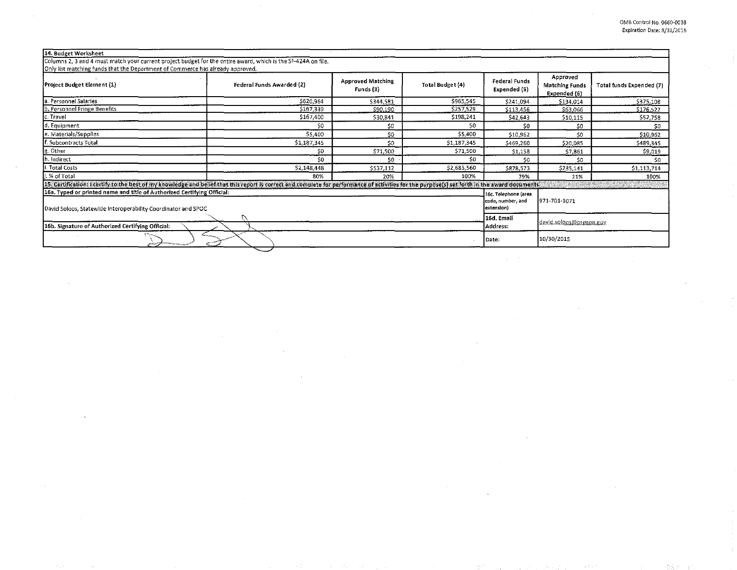OMB Control No. 0660-0038
Expiration Date: 8/31/2016

| 14. Budget Worksheet | | | | | | |
|---|---|---|---|---|---|---|
| Columns 2, 3 and 4 must match your current project budget for the entire award, which is the SF-424A on file. Only list matching funds that the Department of Commerce has already approved. | | | | | | |
| Project Budget Element (1) | Federal Funds Awarded (2) | Approved Matching Funds (3) | Total Budget (4) | Federal Funds Expended (5) | Approved Matching Funds Expended (6) | Total funds Expended (7) |
| a. Personnel Salaries | $620,964 | $344,581 | $965,545 | $241,094 | $134,014 | $375,108 |
| b. Personnel Fringe Benefits | $167,339 | $90,190 | $257,529 | $113,456 | $63,066 | $176,522 |
| c. Travel | $167,400 | $30,841 | $198,241 | $42,643 | $10,115 | $52,758 |
| d. Equipment | $0 | $0 | $0 | $0 | $0 | $0 |
| e. Materials/Supplies | $5,400 | $0 | $5,400 | $10,962 | $0 | $10,962 |
| f. Subcontracts Total | $1,187,345 | $0 | $1,187,345 | $469,260 | $20,085 | $489,345 |
| g. Other | $0 | $71,500 | $71,500 | $1,158 | $7,861 | $9,019 |
| h. Indirect | $0 | $0 | $0 | $0 | $0 | $0 |
| i. Total Costs | $2,148,448 | $537,112 | $2,685,560 | $878,573 | $235,141 | $1,113,714 |
| j. % of Total | 80% | 20% | 100% | 79% | 21% | 100% |

15. Certification: I certify to the best of my knowledge and belief that this report is correct and complete for performance of activities for the purpose(s) set forth in the award documents.

| | |
|---|---|
| 16a. Typed or printed name and title of Authorized Certifying Official: David Soloos, Statewide Interoperability Coordinator and SPOC | 16c. Telephone (area code, number, and extension): 971-701-1071 |
| 16b. Signature of Authorized Certifying Official: | 16d. Email Address: david.soloos@oregon.gov |
| | Date: 10/30/2015 |